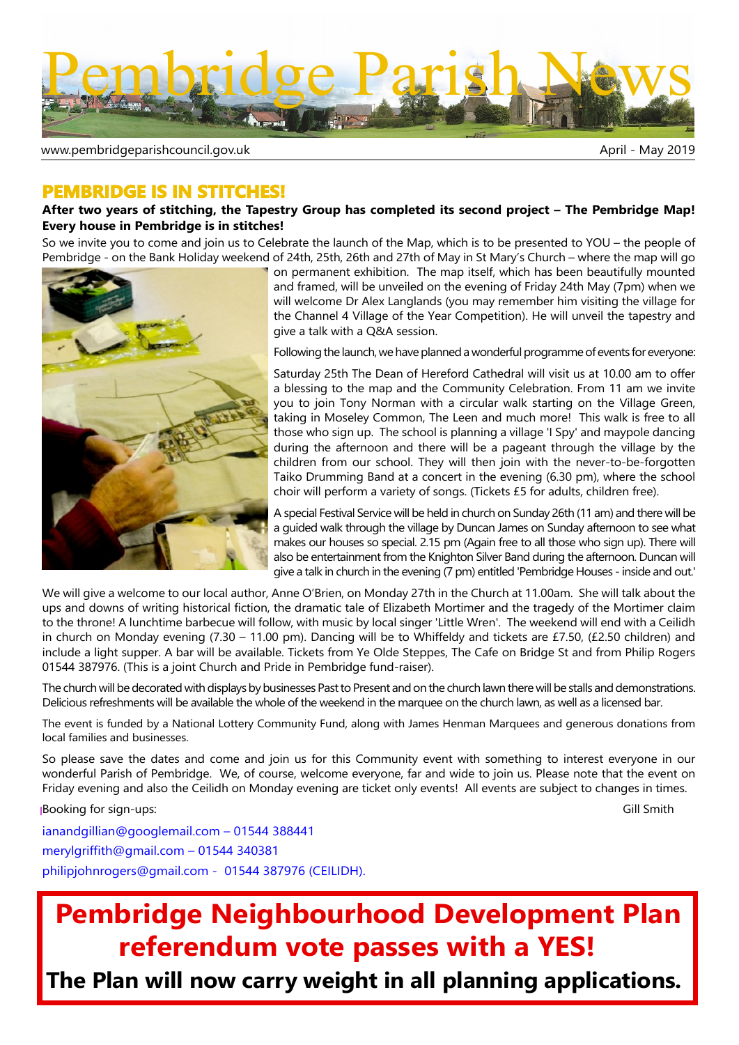# Pembridge Parish News

www.pembridgeparishcouncil.gov.uk

April - May 2019

## PEMBRIDGE IS IN STITCHES!

**After two years of stitching, the Tapestry Group has completed its second project – The Pembridge Map! Every house in Pembridge is in stitches!**

So we invite you to come and join us to Celebrate the launch of the Map, which is to be presented to YOU – the people of Pembridge - on the Bank Holiday weekend of 24th, 25th, 26th and 27th of May in St Mary's Church – where the map will go on permanent exhibition. The map itself, which has been beautifully mounted and framed, will be unveiled on the evening of Friday 24th May (7pm) when we will welcome Dr Alex Langlands (you may remember him visiting the village for the Channel 4 Village of the Year Competition). He will unveil the tapestry and give a talk with a Q&A session.

Following the launch, we have planned a wonderful programme of events for everyone:

Saturday 25th The Dean of Hereford Cathedral will visit us at 10.00 am to offer a blessing to the map and the Community Celebration. From 11 am we invite you to join Tony Norman with a circular walk starting on the Village Green, taking in Moseley Common, The Leen and much more! This walk is free to all those who sign up. The school is planning a village 'I Spy' and maypole dancing during the afternoon and there will be a pageant through the village by the children from our school. They will then join with the never-to-be-forgotten Taiko Drumming Band at a concert in the evening (6.30 pm), where the school choir will perform a variety of songs. (Tickets £5 for adults, children free).

A special Festival Service will be held in church on Sunday 26th (11 am) and there will be a guided walk through the village by Duncan James on Sunday afternoon to see what makes our houses so special. 2.15 pm (Again free to all those who sign up). There will also be entertainment from the Knighton Silver Band during the afternoon. Duncan will give a talk in church in the evening (7 pm) entitled 'Pembridge Houses - inside and out.'

We will give a welcome to our local author, Anne O'Brien, on Monday 27th in the Church at 11.00am. She will talk about the ups and downs of writing historical fiction, the dramatic tale of Elizabeth Mortimer and the tragedy of the Mortimer claim to the throne! A lunchtime barbecue will follow, with music by local singer 'Little Wren'. The weekend will end with a Ceilidh in church on Monday evening (7.30 – 11.00 pm). Dancing will be to Whiffeldy and tickets are £7.50, (£2.50 children) and include a light supper. A bar will be available. Tickets from Ye Olde Steppes, The Cafe on Bridge St and from Philip Rogers 01544 387976. (This is a joint Church and Pride in Pembridge fund-raiser).

The church will be decorated with displays by businesses Past to Present and on the church lawn there will be stalls and demonstrations. Delicious refreshments will be available the whole of the weekend in the marquee on the church lawn, as well as a licensed bar.

The event is funded by a National Lottery Community Fund, along with James Henman Marquees and generous donations from local families and businesses.

So please save the dates and come and join us for this Community event with something to interest everyone in our wonderful Parish of Pembridge. We, of course, welcome everyone, far and wide to join us. Please note that the event on Friday evening and also the Ceilidh on Monday evening are ticket only events! All events are subject to changes in times.

Booking for sign-ups:

Gill Smith

ianandgillian@googlemail.com – 01544 388441

merylgriffith@gmail.com – 01544 340381

philipjohnrogers@gmail.com - 01544 387976 (CEILIDH).

## Pembridge Neighbourhood Development Plan referendum vote passes with a YES!

**The Plan will now carry weight in all planning applications.**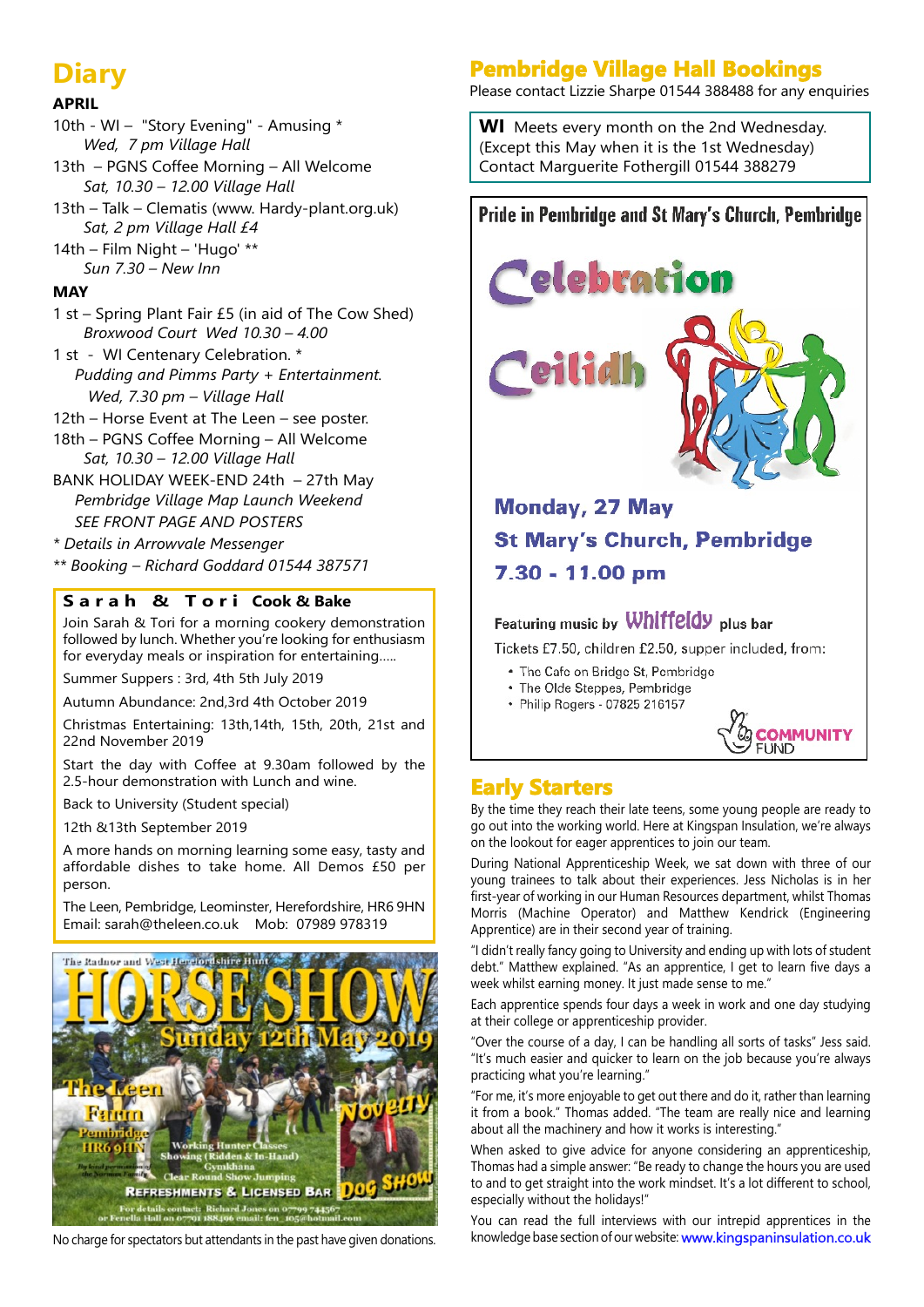# Diary

**APRIL**

10th - WI – "Story Evening" - Amusing *
*Wed, 7 pm Village Hall*

13th – PGNS Coffee Morning – All Welcome
*Sat, 10.30 – 12.00 Village Hall*

13th – Talk – Clematis (www. Hardy-plant.org.uk)
*Sat, 2 pm Village Hall £4*

14th – Film Night – 'Hugo' **
*Sun 7.30 – New Inn*

**MAY**

1 st – Spring Plant Fair £5 (in aid of The Cow Shed)
*Broxwood Court Wed 10.30 – 4.00*

1 st - WI Centenary Celebration. *
*Pudding and Pimms Party + Entertainment.*
*Wed, 7.30 pm – Village Hall*

12th – Horse Event at The Leen – see poster.

18th – PGNS Coffee Morning – All Welcome
*Sat, 10.30 – 12.00 Village Hall*

BANK HOLIDAY WEEK-END 24th – 27th May
*Pembridge Village Map Launch Weekend*
*SEE FRONT PAGE AND POSTERS*

*\* Details in Arrowvale Messenger*

*\*\* Booking – Richard Goddard 01544 387571*

**Sarah & Tori Cook & Bake**

Join Sarah & Tori for a morning cookery demonstration followed by lunch. Whether you're looking for enthusiasm for everyday meals or inspiration for entertaining.....

Summer Suppers : 3rd, 4th 5th July 2019

Autumn Abundance: 2nd,3rd 4th October 2019

Christmas Entertaining: 13th,14th, 15th, 20th, 21st and 22nd November 2019

Start the day with Coffee at 9.30am followed by the 2.5-hour demonstration with Lunch and wine.

Back to University (Student special)

12th &13th September 2019

A more hands on morning learning some easy, tasty and affordable dishes to take home. All Demos £50 per person.

The Leen, Pembridge, Leominster, Herefordshire, HR6 9HN
Email: sarah@theleen.co.uk Mob: 07989 978319

The Radnor and West Herefordshire Hunt

**HORSE SHOW**

**Sunday 12th May 2019**

The Leen Farm, Pembridge HR6 9HN

By kind permission of the Norman Family

Working Hunter Classes
Showing (Ridden & In-Hand)
Gymkhana
Clear Round Show Jumping

Novelty Dog Show

Refreshments & Licensed Bar

For details contact: Richard Jones on 07799 744567 or Fenella Hall on 07701 188496 email: fen_105@hotmail.com

No charge for spectators but attendants in the past have given donations.

# Pembridge Village Hall Bookings

Please contact Lizzie Sharpe 01544 388488 for any enquiries

**WI** Meets every month on the 2nd Wednesday.
(Except this May when it is the 1st Wednesday)
Contact Marguerite Fothergill 01544 388279

**Pride in Pembridge and St Mary's Church, Pembridge**

**Celebration Ceilidh**

**Monday, 27 May**

**St Mary's Church, Pembridge**

**7.30 - 11.00 pm**

Featuring music by **Whitfeldy** plus bar

Tickets £7.50, children £2.50, supper included, from:

- The Cafe on Bridge St, Pembridge
- The Olde Steppes, Pembridge
- Philip Rogers - 07825 216157

COMMUNITY FUND

# Early Starters

By the time they reach their late teens, some young people are ready to go out into the working world. Here at Kingspan Insulation, we're always on the lookout for eager apprentices to join our team.

During National Apprenticeship Week, we sat down with three of our young trainees to talk about their experiences. Jess Nicholas is in her first-year of working in our Human Resources department, whilst Thomas Morris (Machine Operator) and Matthew Kendrick (Engineering Apprentice) are in their second year of training.

"I didn't really fancy going to University and ending up with lots of student debt." Matthew explained. "As an apprentice, I get to learn five days a week whilst earning money. It just made sense to me."

Each apprentice spends four days a week in work and one day studying at their college or apprenticeship provider.

"Over the course of a day, I can be handling all sorts of tasks" Jess said. "It's much easier and quicker to learn on the job because you're always practicing what you're learning."

"For me, it's more enjoyable to get out there and do it, rather than learning it from a book." Thomas added. "The team are really nice and learning about all the machinery and how it works is interesting."

When asked to give advice for anyone considering an apprenticeship, Thomas had a simple answer: "Be ready to change the hours you are used to and to get straight into the work mindset. It's a lot different to school, especially without the holidays!"

You can read the full interviews with our intrepid apprentices in the knowledge base section of our website: www.kingspaninsulation.co.uk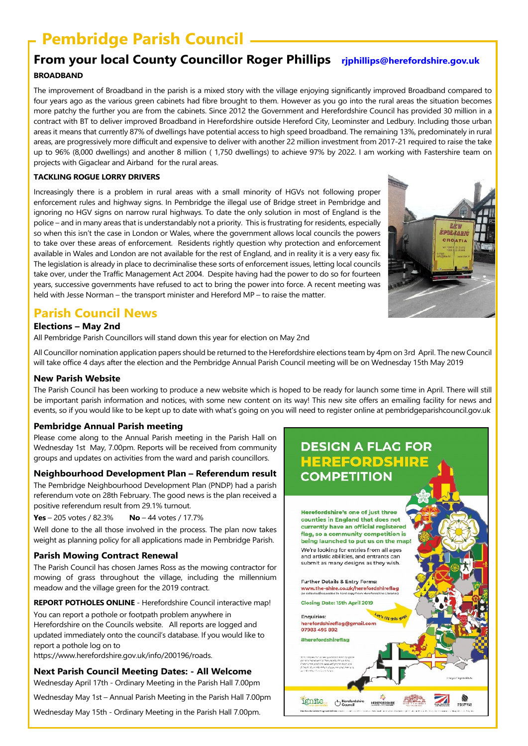# Pembridge Parish Council

## From your local County Councillor Roger Phillips rjphillips@herefordshire.gov.uk

**BROADBAND**

The improvement of Broadband in the parish is a mixed story with the village enjoying significantly improved Broadband compared to four years ago as the various green cabinets had fibre brought to them. However as you go into the rural areas the situation becomes more patchy the further you are from the cabinets. Since 2012 the Government and Herefordshire Council has provided 30 million in a contract with BT to deliver improved Broadband in Herefordshire outside Hereford City, Leominster and Ledbury. Including those urban areas it means that currently 87% of dwellings have potential access to high speed broadband. The remaining 13%, predominately in rural areas, are progressively more difficult and expensive to deliver with another 22 million investment from 2017-21 required to raise the take up to 96% (8,000 dwellings) and another 8 million ( 1,750 dwellings) to achieve 97% by 2022. I am working with Fastershire team on projects with Gigaclear and Airband for the rural areas.

**TACKLING ROGUE LORRY DRIVERS**

Increasingly there is a problem in rural areas with a small minority of HGVs not following proper enforcement rules and highway signs. In Pembridge the illegal use of Bridge street in Pembridge and ignoring no HGV signs on narrow rural highways. To date the only solution in most of England is the police – and in many areas that is understandably not a priority. This is frustrating for residents, especially so when this isn't the case in London or Wales, where the government allows local councils the powers to take over these areas of enforcement. Residents rightly question why protection and enforcement available in Wales and London are not available for the rest of England, and in reality it is a very easy fix. The legislation is already in place to decriminalise these sorts of enforcement issues, letting local councils take over, under the Traffic Management Act 2004. Despite having had the power to do so for fourteen years, successive governments have refused to act to bring the power into force. A recent meeting was held with Jesse Norman – the transport minister and Hereford MP – to raise the matter.

## Parish Council News

### Elections – May 2nd

All Pembridge Parish Councillors will stand down this year for election on May 2nd

All Councillor nomination application papers should be returned to the Herefordshire elections team by 4pm on 3rd April. The new Council will take office 4 days after the election and the Pembridge Annual Parish Council meeting will be on Wednesday 15th May 2019

### New Parish Website

The Parish Council has been working to produce a new website which is hoped to be ready for launch some time in April. There will still be important parish information and notices, with some new content on its way! This new site offers an emailing facility for news and events, so if you would like to be kept up to date with what's going on you will need to register online at pembridgeparishcouncil.gov.uk

### Pembridge Annual Parish meeting

Please come along to the Annual Parish meeting in the Parish Hall on Wednesday 1st May, 7.00pm. Reports will be received from community groups and updates on activities from the ward and parish councillors.

### Neighbourhood Development Plan – Referendum result

The Pembridge Neighbourhood Development Plan (PNDP) had a parish referendum vote on 28th February. The good news is the plan received a positive referendum result from 29.1% turnout.

**Yes** – 205 votes / 82.3%  **No** – 44 votes / 17.7%

Well done to the all those involved in the process. The plan now takes weight as planning policy for all applications made in Pembridge Parish.

### Parish Mowing Contract Renewal

The Parish Council has chosen James Ross as the mowing contractor for mowing of grass throughout the village, including the millennium meadow and the village green for the 2019 contract.

**REPORT POTHOLES ONLINE** - Herefordshire Council interactive map!

You can report a pothole or footpath problem anywhere in Herefordshire on the Councils website. All reports are logged and updated immediately onto the council's database. If you would like to report a pothole log on to https://www.herefordshire.gov.uk/info/200196/roads.

### Next Parish Council Meeting Dates: - All Welcome

Wednesday April 17th - Ordinary Meeting in the Parish Hall 7.00pm

Wednesday May 1st – Annual Parish Meeting in the Parish Hall 7.00pm

Wednesday May 15th - Ordinary Meeting in the Parish Hall 7.00pm.

## DESIGN A FLAG FOR HEREFORDSHIRE COMPETITION

**Herefordshire's one of just three counties in England that does not currently have an official registered flag, so a community competition is being launched to put us on the map!**

We're looking for entries from all ages and artistic abilities, and entrants can submit as many designs as they wish.

Further Details & Entry Forms:
www.the-shire.co.uk/herefordshireflag

Closing Date: 15th April 2019

Enquiries:
herefordshireflag@gmail.com
07983 495 892

#herefordshireflag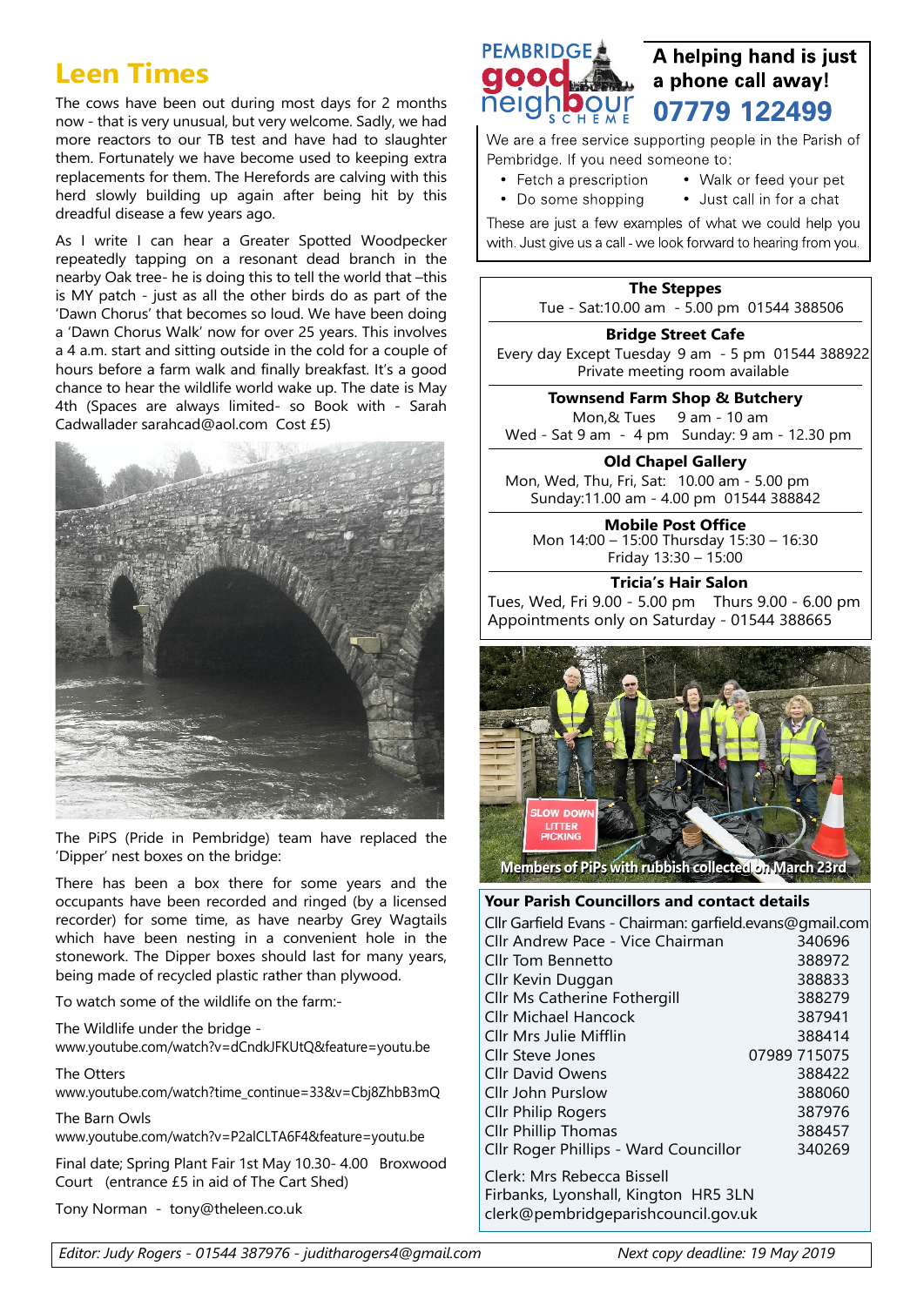# Leen Times

The cows have been out during most days for 2 months now - that is very unusual, but very welcome. Sadly, we had more reactors to our TB test and have had to slaughter them. Fortunately we have become used to keeping extra replacements for them. The Herefords are calving with this herd slowly building up again after being hit by this dreadful disease a few years ago.

As I write I can hear a Greater Spotted Woodpecker repeatedly tapping on a resonant dead branch in the nearby Oak tree- he is doing this to tell the world that –this is MY patch - just as all the other birds do as part of the 'Dawn Chorus' that becomes so loud. We have been doing a 'Dawn Chorus Walk' now for over 25 years. This involves a 4 a.m. start and sitting outside in the cold for a couple of hours before a farm walk and finally breakfast. It's a good chance to hear the wildlife world wake up. The date is May 4th (Spaces are always limited- so Book with - Sarah Cadwallader sarahcad@aol.com Cost £5)

The PiPS (Pride in Pembridge) team have replaced the 'Dipper' nest boxes on the bridge:

There has been a box there for some years and the occupants have been recorded and ringed (by a licensed recorder) for some time, as have nearby Grey Wagtails which have been nesting in a convenient hole in the stonework. The Dipper boxes should last for many years, being made of recycled plastic rather than plywood.

To watch some of the wildlife on the farm:-

The Wildlife under the bridge -
www.youtube.com/watch?v=dCndkJFKUtQ&feature=youtu.be

The Otters
www.youtube.com/watch?time_continue=33&v=Cbj8ZhbB3mQ

The Barn Owls
www.youtube.com/watch?v=P2alCLTA6F4&feature=youtu.be

Final date; Spring Plant Fair 1st May 10.30- 4.00 Broxwood Court (entrance £5 in aid of The Cart Shed)

Tony Norman - tony@theleen.co.uk

---

**PEMBRIDGE good neighbour SCHEME**

**A helping hand is just a phone call away!**
**07779 122499**

We are a free service supporting people in the Parish of Pembridge. If you need someone to:

- Fetch a prescription
- Do some shopping
- Walk or feed your pet
- Just call in for a chat

These are just a few examples of what we could help you with. Just give us a call - we look forward to hearing from you.

---

**The Steppes**
Tue - Sat:10.00 am - 5.00 pm 01544 388506

**Bridge Street Cafe**
Every day Except Tuesday 9 am - 5 pm 01544 388922
Private meeting room available

**Townsend Farm Shop & Butchery**
Mon,& Tues 9 am - 10 am
Wed - Sat 9 am - 4 pm Sunday: 9 am - 12.30 pm

**Old Chapel Gallery**
Mon, Wed, Thu, Fri, Sat: 10.00 am - 5.00 pm
Sunday:11.00 am - 4.00 pm 01544 388842

**Mobile Post Office**
Mon 14:00 – 15:00 Thursday 15:30 – 16:30
Friday 13:30 – 15:00

**Tricia's Hair Salon**
Tues, Wed, Fri 9.00 - 5.00 pm Thurs 9.00 - 6.00 pm
Appointments only on Saturday - 01544 388665

Members of PiPs with rubbish collected on March 23rd

---

**Your Parish Councillors and contact details**

| | |
|---|---|
| Cllr Garfield Evans - Chairman: garfield.evans@gmail.com | |
| Cllr Andrew Pace - Vice Chairman | 340696 |
| Cllr Tom Bennetto | 388972 |
| Cllr Kevin Duggan | 388833 |
| Cllr Ms Catherine Fothergill | 388279 |
| Cllr Michael Hancock | 387941 |
| Cllr Mrs Julie Mifflin | 388414 |
| Cllr Steve Jones | 07989 715075 |
| Cllr David Owens | 388422 |
| Cllr John Purslow | 388060 |
| Cllr Philip Rogers | 387976 |
| Cllr Phillip Thomas | 388457 |
| Cllr Roger Phillips - Ward Councillor | 340269 |

Clerk: Mrs Rebecca Bissell
Firbanks, Lyonshall, Kington HR5 3LN
clerk@pembridgeparishcouncil.gov.uk

---

*Editor: Judy Rogers - 01544 387976 - juditharogers4@gmail.com* *Next copy deadline: 19 May 2019*